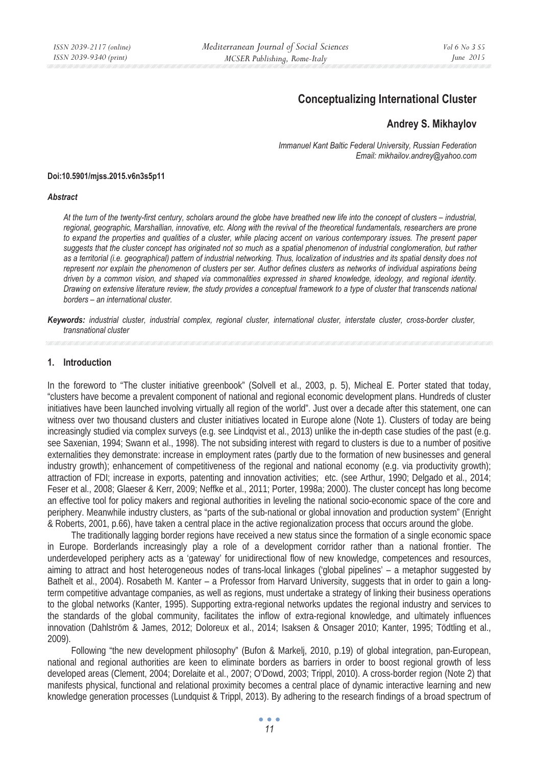# Conceptualizing International Cluster

**Andrey S. Mikhaylov**

*Immanuel Kant Baltic Federal University, Russian Federation*
*Email: mikhailov.andrey@yahoo.com*

**Doi:10.5901/mjss.2015.v6n3s5p11**

***Abstract***

*At the turn of the twenty-first century, scholars around the globe have breathed new life into the concept of clusters – industrial, regional, geographic, Marshallian, innovative, etc. Along with the revival of the theoretical fundamentals, researchers are prone to expand the properties and qualities of a cluster, while placing accent on various contemporary issues. The present paper suggests that the cluster concept has originated not so much as a spatial phenomenon of industrial conglomeration, but rather as a territorial (i.e. geographical) pattern of industrial networking. Thus, localization of industries and its spatial density does not represent nor explain the phenomenon of clusters per ser. Author defines clusters as networks of individual aspirations being driven by a common vision, and shaped via commonalities expressed in shared knowledge, ideology, and regional identity. Drawing on extensive literature review, the study provides a conceptual framework to a type of cluster that transcends national borders – an international cluster.*

***Keywords:*** *industrial cluster, industrial complex, regional cluster, international cluster, interstate cluster, cross-border cluster, transnational cluster*

## 1. Introduction

In the foreword to "The cluster initiative greenbook" (Solvell et al., 2003, p. 5), Micheal E. Porter stated that today, "clusters have become a prevalent component of national and regional economic development plans. Hundreds of cluster initiatives have been launched involving virtually all region of the world". Just over a decade after this statement, one can witness over two thousand clusters and cluster initiatives located in Europe alone (Note 1). Clusters of today are being increasingly studied via complex surveys (e.g. see Lindqvist et al., 2013) unlike the in-depth case studies of the past (e.g. see Saxenian, 1994; Swann et al., 1998). The not subsiding interest with regard to clusters is due to a number of positive externalities they demonstrate: increase in employment rates (partly due to the formation of new businesses and general industry growth); enhancement of competitiveness of the regional and national economy (e.g. via productivity growth); attraction of FDI; increase in exports, patenting and innovation activities; etc. (see Arthur, 1990; Delgado et al., 2014; Feser et al., 2008; Glaeser & Kerr, 2009; Neffke et al., 2011; Porter, 1998a; 2000). The cluster concept has long become an effective tool for policy makers and regional authorities in leveling the national socio-economic space of the core and periphery. Meanwhile industry clusters, as "parts of the sub-national or global innovation and production system" (Enright & Roberts, 2001, p.66), have taken a central place in the active regionalization process that occurs around the globe.

The traditionally lagging border regions have received a new status since the formation of a single economic space in Europe. Borderlands increasingly play a role of a development corridor rather than a national frontier. The underdeveloped periphery acts as a 'gateway' for unidirectional flow of new knowledge, competences and resources, aiming to attract and host heterogeneous nodes of trans-local linkages ('global pipelines' – a metaphor suggested by Bathelt et al., 2004). Rosabeth M. Kanter – a Professor from Harvard University, suggests that in order to gain a long-term competitive advantage companies, as well as regions, must undertake a strategy of linking their business operations to the global networks (Kanter, 1995). Supporting extra-regional networks updates the regional industry and services to the standards of the global community, facilitates the inflow of extra-regional knowledge, and ultimately influences innovation (Dahlström & James, 2012; Doloreux et al., 2014; Isaksen & Onsager 2010; Kanter, 1995; Tödtling et al., 2009).

Following "the new development philosophy" (Bufon & Markelj, 2010, p.19) of global integration, pan-European, national and regional authorities are keen to eliminate borders as barriers in order to boost regional growth of less developed areas (Clement, 2004; Dorelaite et al., 2007; O'Dowd, 2003; Trippl, 2010). A cross-border region (Note 2) that manifests physical, functional and relational proximity becomes a central place of dynamic interactive learning and new knowledge generation processes (Lundquist & Trippl, 2013). By adhering to the research findings of a broad spectrum of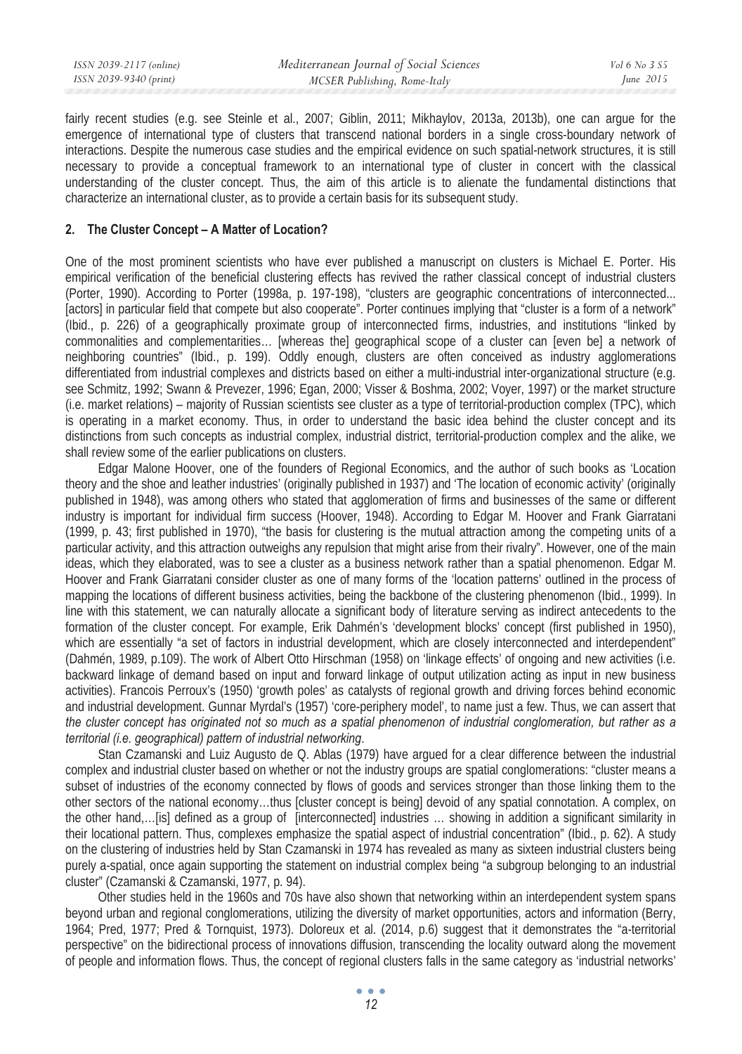fairly recent studies (e.g. see Steinle et al., 2007; Giblin, 2011; Mikhaylov, 2013a, 2013b), one can argue for the emergence of international type of clusters that transcend national borders in a single cross-boundary network of interactions. Despite the numerous case studies and the empirical evidence on such spatial-network structures, it is still necessary to provide a conceptual framework to an international type of cluster in concert with the classical understanding of the cluster concept. Thus, the aim of this article is to alienate the fundamental distinctions that characterize an international cluster, as to provide a certain basis for its subsequent study.

## 2. The Cluster Concept – A Matter of Location?

One of the most prominent scientists who have ever published a manuscript on clusters is Michael E. Porter. His empirical verification of the beneficial clustering effects has revived the rather classical concept of industrial clusters (Porter, 1990). According to Porter (1998a, p. 197-198), "clusters are geographic concentrations of interconnected... [actors] in particular field that compete but also cooperate". Porter continues implying that "cluster is a form of a network" (Ibid., p. 226) of a geographically proximate group of interconnected firms, industries, and institutions "linked by commonalities and complementarities… [whereas the] geographical scope of a cluster can [even be] a network of neighboring countries" (Ibid., p. 199). Oddly enough, clusters are often conceived as industry agglomerations differentiated from industrial complexes and districts based on either a multi-industrial inter-organizational structure (e.g. see Schmitz, 1992; Swann & Prevezer, 1996; Egan, 2000; Visser & Boshma, 2002; Voyer, 1997) or the market structure (i.e. market relations) – majority of Russian scientists see cluster as a type of territorial-production complex (TPC), which is operating in a market economy. Thus, in order to understand the basic idea behind the cluster concept and its distinctions from such concepts as industrial complex, industrial district, territorial-production complex and the alike, we shall review some of the earlier publications on clusters.

Edgar Malone Hoover, one of the founders of Regional Economics, and the author of such books as 'Location theory and the shoe and leather industries' (originally published in 1937) and 'The location of economic activity' (originally published in 1948), was among others who stated that agglomeration of firms and businesses of the same or different industry is important for individual firm success (Hoover, 1948). According to Edgar M. Hoover and Frank Giarratani (1999, p. 43; first published in 1970), "the basis for clustering is the mutual attraction among the competing units of a particular activity, and this attraction outweighs any repulsion that might arise from their rivalry". However, one of the main ideas, which they elaborated, was to see a cluster as a business network rather than a spatial phenomenon. Edgar M. Hoover and Frank Giarratani consider cluster as one of many forms of the 'location patterns' outlined in the process of mapping the locations of different business activities, being the backbone of the clustering phenomenon (Ibid., 1999). In line with this statement, we can naturally allocate a significant body of literature serving as indirect antecedents to the formation of the cluster concept. For example, Erik Dahmén's 'development blocks' concept (first published in 1950), which are essentially "a set of factors in industrial development, which are closely interconnected and interdependent" (Dahmén, 1989, p.109). The work of Albert Otto Hirschman (1958) on 'linkage effects' of ongoing and new activities (i.e. backward linkage of demand based on input and forward linkage of output utilization acting as input in new business activities). Francois Perroux's (1950) 'growth poles' as catalysts of regional growth and driving forces behind economic and industrial development. Gunnar Myrdal's (1957) 'core-periphery model', to name just a few. Thus, we can assert that *the cluster concept has originated not so much as a spatial phenomenon of industrial conglomeration, but rather as a territorial (i.e. geographical) pattern of industrial networking*.

Stan Czamanski and Luiz Augusto de Q. Ablas (1979) have argued for a clear difference between the industrial complex and industrial cluster based on whether or not the industry groups are spatial conglomerations: "cluster means a subset of industries of the economy connected by flows of goods and services stronger than those linking them to the other sectors of the national economy…thus [cluster concept is being] devoid of any spatial connotation. A complex, on the other hand,…[is] defined as a group of [interconnected] industries … showing in addition a significant similarity in their locational pattern. Thus, complexes emphasize the spatial aspect of industrial concentration" (Ibid., p. 62). A study on the clustering of industries held by Stan Czamanski in 1974 has revealed as many as sixteen industrial clusters being purely a-spatial, once again supporting the statement on industrial complex being "a subgroup belonging to an industrial cluster" (Czamanski & Czamanski, 1977, p. 94).

Other studies held in the 1960s and 70s have also shown that networking within an interdependent system spans beyond urban and regional conglomerations, utilizing the diversity of market opportunities, actors and information (Berry, 1964; Pred, 1977; Pred & Tornquist, 1973). Doloreux et al. (2014, p.6) suggest that it demonstrates the "a-territorial perspective" on the bidirectional process of innovations diffusion, transcending the locality outward along the movement of people and information flows. Thus, the concept of regional clusters falls in the same category as 'industrial networks'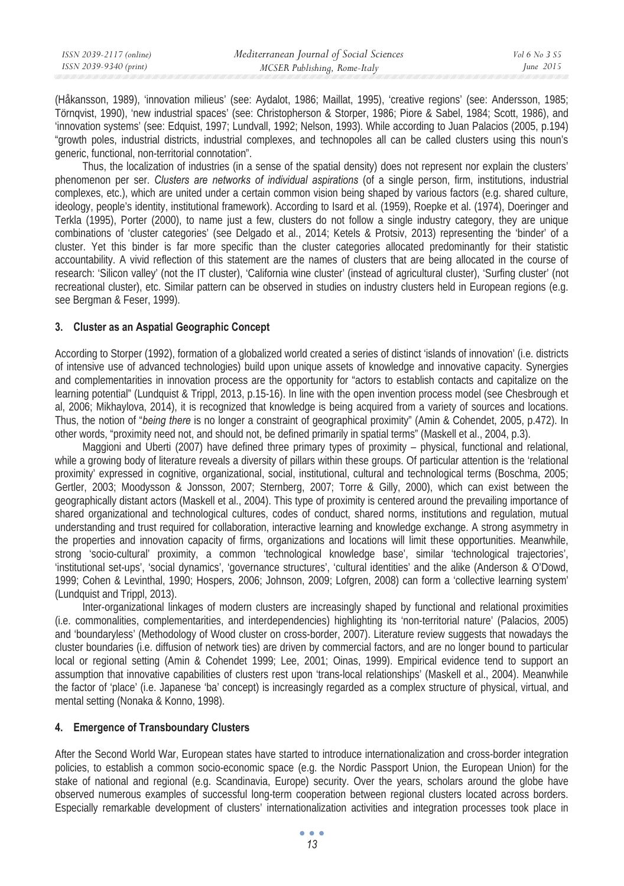(Håkansson, 1989), 'innovation milieus' (see: Aydalot, 1986; Maillat, 1995), 'creative regions' (see: Andersson, 1985; Törnqvist, 1990), 'new industrial spaces' (see: Christopherson & Storper, 1986; Piore & Sabel, 1984; Scott, 1986), and 'innovation systems' (see: Edquist, 1997; Lundvall, 1992; Nelson, 1993). While according to Juan Palacios (2005, p.194) "growth poles, industrial districts, industrial complexes, and technopoles all can be called clusters using this noun's generic, functional, non-territorial connotation".

Thus, the localization of industries (in a sense of the spatial density) does not represent nor explain the clusters' phenomenon per ser. *Clusters are networks of individual aspirations* (of a single person, firm, institutions, industrial complexes, etc.), which are united under a certain common vision being shaped by various factors (e.g. shared culture, ideology, people's identity, institutional framework). According to Isard et al. (1959), Roepke et al. (1974), Doeringer and Terkla (1995), Porter (2000), to name just a few, clusters do not follow a single industry category, they are unique combinations of 'cluster categories' (see Delgado et al., 2014; Ketels & Protsiv, 2013) representing the 'binder' of a cluster. Yet this binder is far more specific than the cluster categories allocated predominantly for their statistic accountability. A vivid reflection of this statement are the names of clusters that are being allocated in the course of research: 'Silicon valley' (not the IT cluster), 'California wine cluster' (instead of agricultural cluster), 'Surfing cluster' (not recreational cluster), etc. Similar pattern can be observed in studies on industry clusters held in European regions (e.g. see Bergman & Feser, 1999).

## 3. Cluster as an Aspatial Geographic Concept

According to Storper (1992), formation of a globalized world created a series of distinct 'islands of innovation' (i.e. districts of intensive use of advanced technologies) build upon unique assets of knowledge and innovative capacity. Synergies and complementarities in innovation process are the opportunity for "actors to establish contacts and capitalize on the learning potential" (Lundquist & Trippl, 2013, p.15-16). In line with the open invention process model (see Chesbrough et al, 2006; Mikhaylova, 2014), it is recognized that knowledge is being acquired from a variety of sources and locations. Thus, the notion of "*being there* is no longer a constraint of geographical proximity" (Amin & Cohendet, 2005, p.472). In other words, "proximity need not, and should not, be defined primarily in spatial terms" (Maskell et al., 2004, p.3).

Maggioni and Uberti (2007) have defined three primary types of proximity – physical, functional and relational, while a growing body of literature reveals a diversity of pillars within these groups. Of particular attention is the 'relational proximity' expressed in cognitive, organizational, social, institutional, cultural and technological terms (Boschma, 2005; Gertler, 2003; Moodysson & Jonsson, 2007; Sternberg, 2007; Torre & Gilly, 2000), which can exist between the geographically distant actors (Maskell et al., 2004). This type of proximity is centered around the prevailing importance of shared organizational and technological cultures, codes of conduct, shared norms, institutions and regulation, mutual understanding and trust required for collaboration, interactive learning and knowledge exchange. A strong asymmetry in the properties and innovation capacity of firms, organizations and locations will limit these opportunities. Meanwhile, strong 'socio-cultural' proximity, a common 'technological knowledge base', similar 'technological trajectories', 'institutional set-ups', 'social dynamics', 'governance structures', 'cultural identities' and the alike (Anderson & O'Dowd, 1999; Cohen & Levinthal, 1990; Hospers, 2006; Johnson, 2009; Lofgren, 2008) can form a 'collective learning system' (Lundquist and Trippl, 2013).

Inter-organizational linkages of modern clusters are increasingly shaped by functional and relational proximities (i.e. commonalities, complementarities, and interdependencies) highlighting its 'non-territorial nature' (Palacios, 2005) and 'boundaryless' (Methodology of Wood cluster on cross-border, 2007). Literature review suggests that nowadays the cluster boundaries (i.e. diffusion of network ties) are driven by commercial factors, and are no longer bound to particular local or regional setting (Amin & Cohendet 1999; Lee, 2001; Oinas, 1999). Empirical evidence tend to support an assumption that innovative capabilities of clusters rest upon 'trans-local relationships' (Maskell et al., 2004). Meanwhile the factor of 'place' (i.e. Japanese 'ba' concept) is increasingly regarded as a complex structure of physical, virtual, and mental setting (Nonaka & Konno, 1998).

## 4. Emergence of Transboundary Clusters

After the Second World War, European states have started to introduce internationalization and cross-border integration policies, to establish a common socio-economic space (e.g. the Nordic Passport Union, the European Union) for the stake of national and regional (e.g. Scandinavia, Europe) security. Over the years, scholars around the globe have observed numerous examples of successful long-term cooperation between regional clusters located across borders. Especially remarkable development of clusters' internationalization activities and integration processes took place in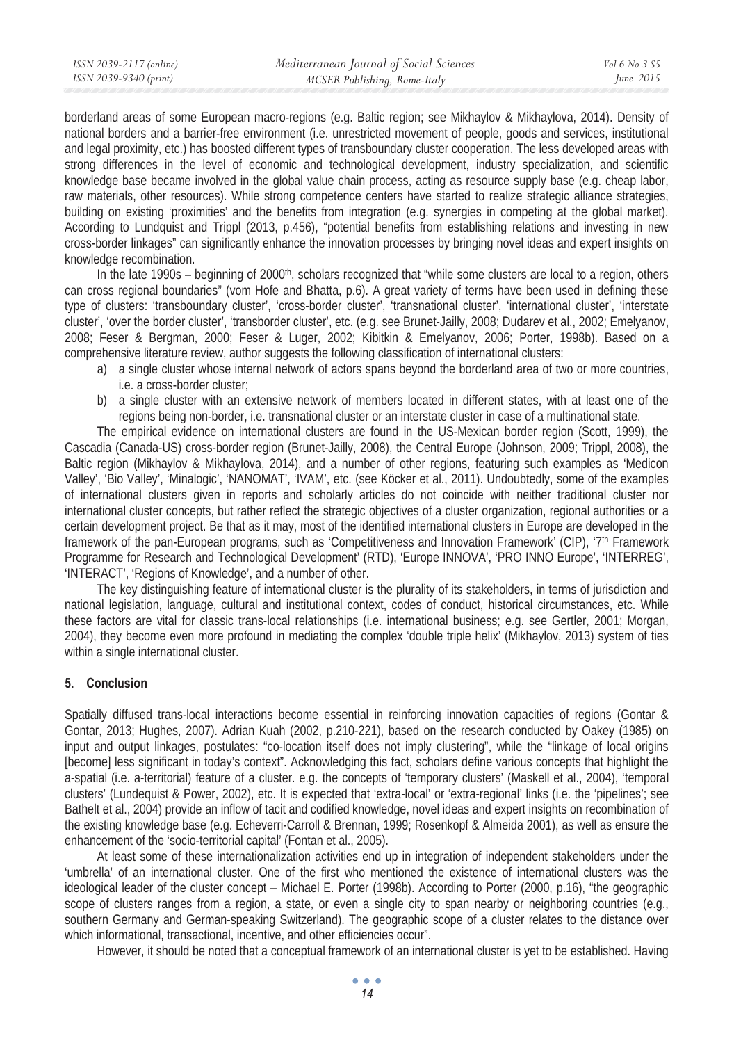borderland areas of some European macro-regions (e.g. Baltic region; see Mikhaylov & Mikhaylova, 2014). Density of national borders and a barrier-free environment (i.e. unrestricted movement of people, goods and services, institutional and legal proximity, etc.) has boosted different types of transboundary cluster cooperation. The less developed areas with strong differences in the level of economic and technological development, industry specialization, and scientific knowledge base became involved in the global value chain process, acting as resource supply base (e.g. cheap labor, raw materials, other resources). While strong competence centers have started to realize strategic alliance strategies, building on existing 'proximities' and the benefits from integration (e.g. synergies in competing at the global market). According to Lundquist and Trippl (2013, p.456), "potential benefits from establishing relations and investing in new cross-border linkages" can significantly enhance the innovation processes by bringing novel ideas and expert insights on knowledge recombination.

In the late 1990s – beginning of 2000th, scholars recognized that "while some clusters are local to a region, others can cross regional boundaries" (vom Hofe and Bhatta, p.6). A great variety of terms have been used in defining these type of clusters: 'transboundary cluster', 'cross-border cluster', 'transnational cluster', 'international cluster', 'interstate cluster', 'over the border cluster', 'transborder cluster', etc. (e.g. see Brunet-Jailly, 2008; Dudarev et al., 2002; Emelyanov, 2008; Feser & Bergman, 2000; Feser & Luger, 2002; Kibitkin & Emelyanov, 2006; Porter, 1998b). Based on a comprehensive literature review, author suggests the following classification of international clusters:

a) a single cluster whose internal network of actors spans beyond the borderland area of two or more countries, i.e. a cross-border cluster;
b) a single cluster with an extensive network of members located in different states, with at least one of the regions being non-border, i.e. transnational cluster or an interstate cluster in case of a multinational state.

The empirical evidence on international clusters are found in the US-Mexican border region (Scott, 1999), the Cascadia (Canada-US) cross-border region (Brunet-Jailly, 2008), the Central Europe (Johnson, 2009; Trippl, 2008), the Baltic region (Mikhaylov & Mikhaylova, 2014), and a number of other regions, featuring such examples as 'Medicon Valley', 'Bio Valley', 'Minalogic', 'NANOMAT', 'IVAM', etc. (see Köcker et al., 2011). Undoubtedly, some of the examples of international clusters given in reports and scholarly articles do not coincide with neither traditional cluster nor international cluster concepts, but rather reflect the strategic objectives of a cluster organization, regional authorities or a certain development project. Be that as it may, most of the identified international clusters in Europe are developed in the framework of the pan-European programs, such as 'Competitiveness and Innovation Framework' (CIP), '7th Framework Programme for Research and Technological Development' (RTD), 'Europe INNOVA', 'PRO INNO Europe', 'INTERREG', 'INTERACT', 'Regions of Knowledge', and a number of other.

The key distinguishing feature of international cluster is the plurality of its stakeholders, in terms of jurisdiction and national legislation, language, cultural and institutional context, codes of conduct, historical circumstances, etc. While these factors are vital for classic trans-local relationships (i.e. international business; e.g. see Gertler, 2001; Morgan, 2004), they become even more profound in mediating the complex 'double triple helix' (Mikhaylov, 2013) system of ties within a single international cluster.

## 5. Conclusion

Spatially diffused trans-local interactions become essential in reinforcing innovation capacities of regions (Gontar & Gontar, 2013; Hughes, 2007). Adrian Kuah (2002, p.210-221), based on the research conducted by Oakey (1985) on input and output linkages, postulates: "co-location itself does not imply clustering", while the "linkage of local origins [become] less significant in today's context". Acknowledging this fact, scholars define various concepts that highlight the a-spatial (i.e. a-territorial) feature of a cluster. e.g. the concepts of 'temporary clusters' (Maskell et al., 2004), 'temporal clusters' (Lundequist & Power, 2002), etc. It is expected that 'extra-local' or 'extra-regional' links (i.e. the 'pipelines'; see Bathelt et al., 2004) provide an inflow of tacit and codified knowledge, novel ideas and expert insights on recombination of the existing knowledge base (e.g. Echeverri-Carroll & Brennan, 1999; Rosenkopf & Almeida 2001), as well as ensure the enhancement of the 'socio-territorial capital' (Fontan et al., 2005).

At least some of these internationalization activities end up in integration of independent stakeholders under the 'umbrella' of an international cluster. One of the first who mentioned the existence of international clusters was the ideological leader of the cluster concept – Michael E. Porter (1998b). According to Porter (2000, p.16), "the geographic scope of clusters ranges from a region, a state, or even a single city to span nearby or neighboring countries (e.g., southern Germany and German-speaking Switzerland). The geographic scope of a cluster relates to the distance over which informational, transactional, incentive, and other efficiencies occur".

However, it should be noted that a conceptual framework of an international cluster is yet to be established. Having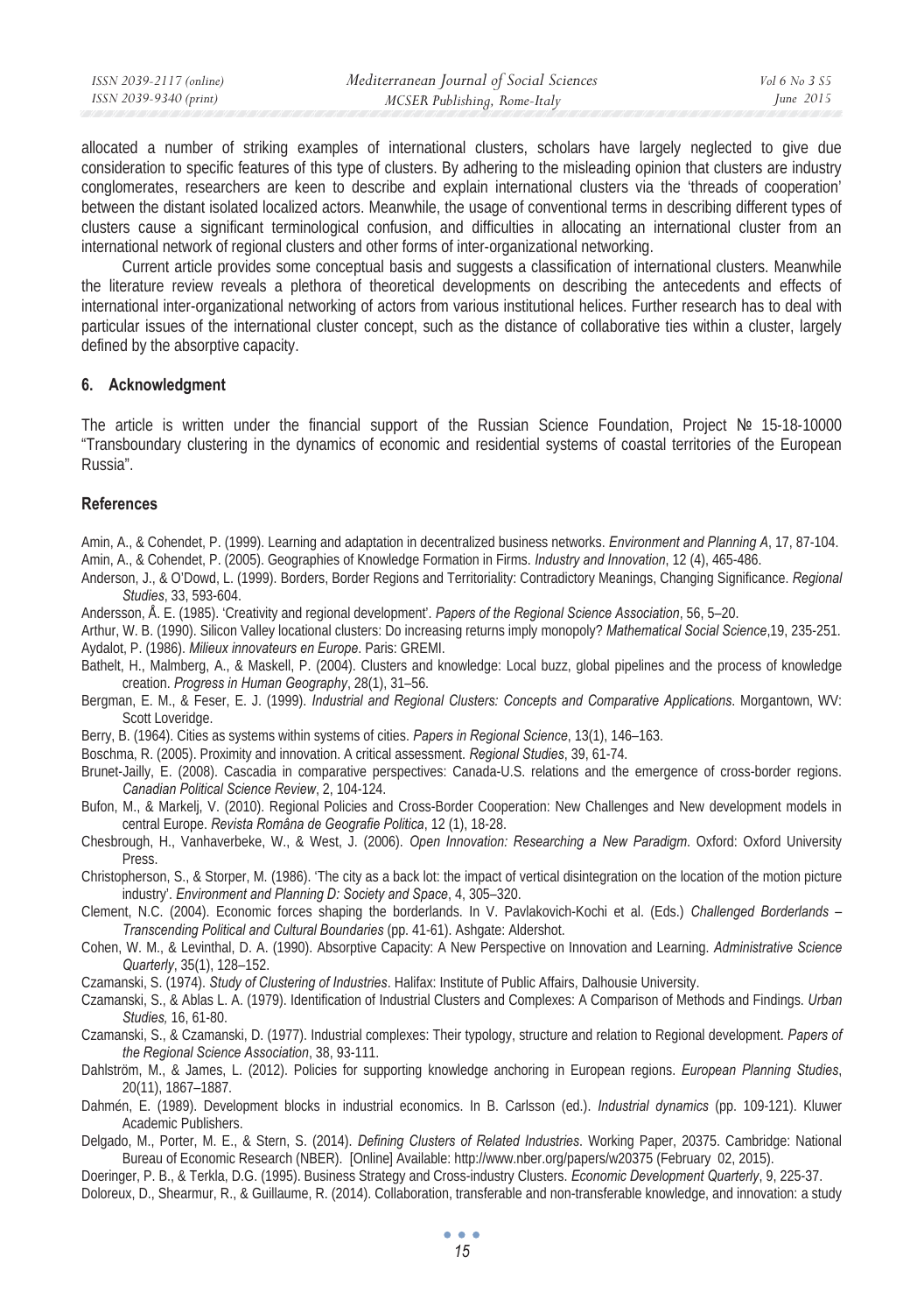allocated a number of striking examples of international clusters, scholars have largely neglected to give due consideration to specific features of this type of clusters. By adhering to the misleading opinion that clusters are industry conglomerates, researchers are keen to describe and explain international clusters via the 'threads of cooperation' between the distant isolated localized actors. Meanwhile, the usage of conventional terms in describing different types of clusters cause a significant terminological confusion, and difficulties in allocating an international cluster from an international network of regional clusters and other forms of inter-organizational networking.

Current article provides some conceptual basis and suggests a classification of international clusters. Meanwhile the literature review reveals a plethora of theoretical developments on describing the antecedents and effects of international inter-organizational networking of actors from various institutional helices. Further research has to deal with particular issues of the international cluster concept, such as the distance of collaborative ties within a cluster, largely defined by the absorptive capacity.

## 6. Acknowledgment

The article is written under the financial support of the Russian Science Foundation, Project № 15-18-10000 "Transboundary clustering in the dynamics of economic and residential systems of coastal territories of the European Russia".

## References

Amin, A., & Cohendet, P. (1999). Learning and adaptation in decentralized business networks. *Environment and Planning A*, 17, 87-104.

Amin, A., & Cohendet, P. (2005). Geographies of Knowledge Formation in Firms. *Industry and Innovation*, 12 (4), 465-486.

Anderson, J., & O'Dowd, L. (1999). Borders, Border Regions and Territoriality: Contradictory Meanings, Changing Significance. *Regional Studies*, 33, 593-604.

Andersson, Å. E. (1985). 'Creativity and regional development'. *Papers of the Regional Science Association*, 56, 5–20.

Arthur, W. B. (1990). Silicon Valley locational clusters: Do increasing returns imply monopoly? *Mathematical Social Science*,19, 235-251.

Aydalot, P. (1986). *Milieux innovateurs en Europe*. Paris: GREMI.

Bathelt, H., Malmberg, A., & Maskell, P. (2004). Clusters and knowledge: Local buzz, global pipelines and the process of knowledge creation. *Progress in Human Geography*, 28(1), 31–56.

Bergman, E. M., & Feser, E. J. (1999). *Industrial and Regional Clusters: Concepts and Comparative Applications*. Morgantown, WV: Scott Loveridge.

Berry, B. (1964). Cities as systems within systems of cities. *Papers in Regional Science*, 13(1), 146–163.

Boschma, R. (2005). Proximity and innovation. A critical assessment. *Regional Studies*, 39, 61-74.

Brunet-Jailly, E. (2008). Cascadia in comparative perspectives: Canada-U.S. relations and the emergence of cross-border regions. *Canadian Political Science Review*, 2, 104-124.

Bufon, M., & Markelj, V. (2010). Regional Policies and Cross-Border Cooperation: New Challenges and New development models in central Europe. *Revista Româna de Geografie Politica*, 12 (1), 18-28.

Chesbrough, H., Vanhaverbeke, W., & West, J. (2006). *Open Innovation: Researching a New Paradigm*. Oxford: Oxford University Press.

Christopherson, S., & Storper, M. (1986). 'The city as a back lot: the impact of vertical disintegration on the location of the motion picture industry'. *Environment and Planning D: Society and Space*, 4, 305–320.

Clement, N.C. (2004). Economic forces shaping the borderlands. In V. Pavlakovich-Kochi et al. (Eds.) *Challenged Borderlands – Transcending Political and Cultural Boundaries* (pp. 41-61). Ashgate: Aldershot.

Cohen, W. M., & Levinthal, D. A. (1990). Absorptive Capacity: A New Perspective on Innovation and Learning. *Administrative Science Quarterly*, 35(1), 128–152.

Czamanski, S. (1974). *Study of Clustering of Industries*. Halifax: Institute of Public Affairs, Dalhousie University.

Czamanski, S., & Ablas L. A. (1979). Identification of Industrial Clusters and Complexes: A Comparison of Methods and Findings. *Urban Studies,* 16, 61-80.

Czamanski, S., & Czamanski, D. (1977). Industrial complexes: Their typology, structure and relation to Regional development. *Papers of the Regional Science Association*, 38, 93-111.

Dahlström, M., & James, L. (2012). Policies for supporting knowledge anchoring in European regions. *European Planning Studies*, 20(11), 1867–1887.

Dahmén, E. (1989). Development blocks in industrial economics. In B. Carlsson (ed.). *Industrial dynamics* (pp. 109-121). Kluwer Academic Publishers.

Delgado, M., Porter, M. E., & Stern, S. (2014). *Defining Clusters of Related Industries*. Working Paper, 20375. Cambridge: National Bureau of Economic Research (NBER). [Online] Available: http://www.nber.org/papers/w20375 (February 02, 2015).

Doeringer, P. B., & Terkla, D.G. (1995). Business Strategy and Cross-industry Clusters. *Economic Development Quarterly*, 9, 225-37.

Doloreux, D., Shearmur, R., & Guillaume, R. (2014). Collaboration, transferable and non-transferable knowledge, and innovation: a study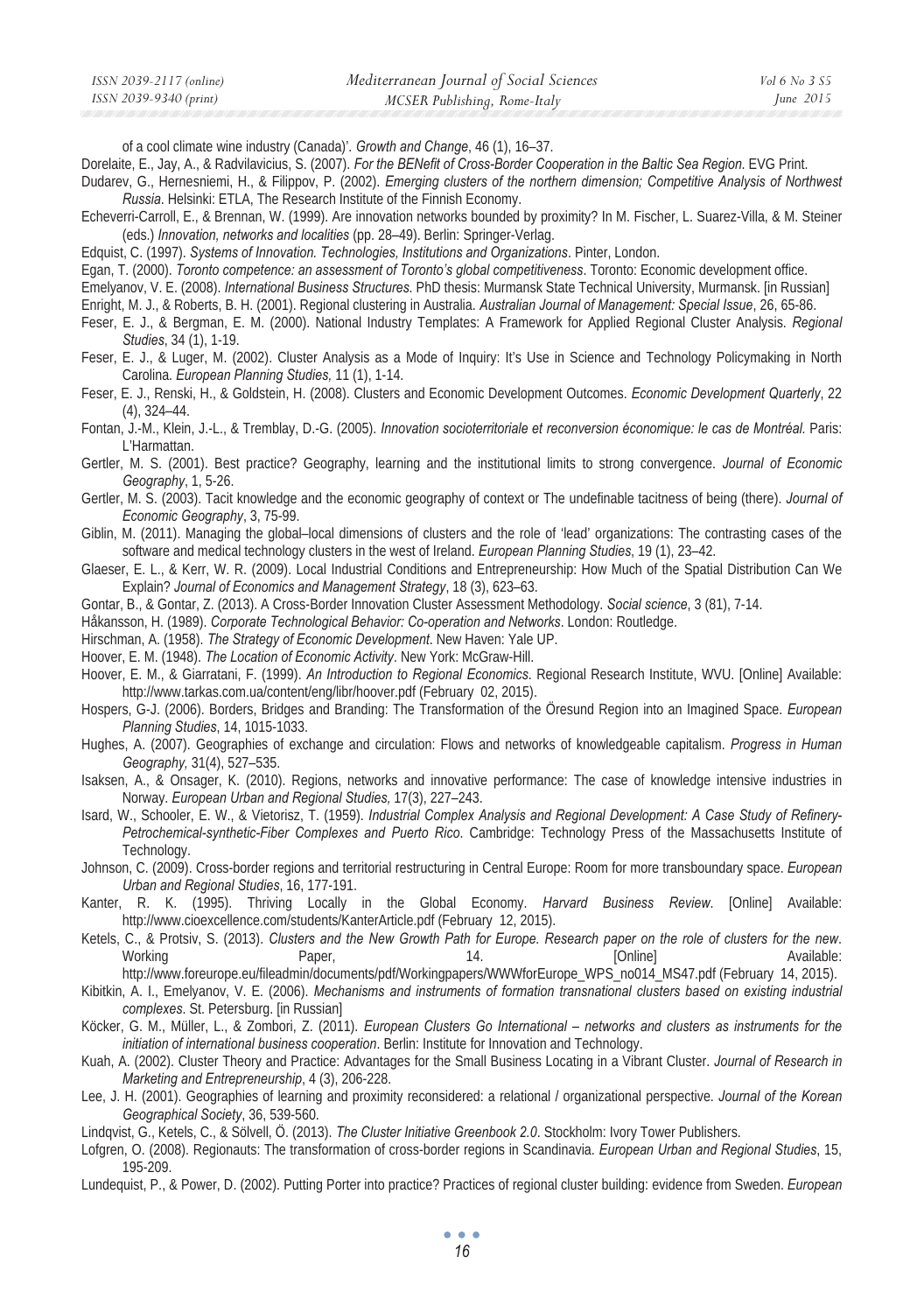of a cool climate wine industry (Canada)'. *Growth and Change*, 46 (1), 16–37.

Dorelaite, E., Jay, A., & Radvilavicius, S. (2007). *For the BENefit of Cross-Border Cooperation in the Baltic Sea Region*. EVG Print.

Dudarev, G., Hernesniemi, H., & Filippov, P. (2002). *Emerging clusters of the northern dimension; Competitive Analysis of Northwest Russia*. Helsinki: ETLA, The Research Institute of the Finnish Economy.

Echeverri-Carroll, E., & Brennan, W. (1999). Are innovation networks bounded by proximity? In M. Fischer, L. Suarez-Villa, & M. Steiner (eds.) *Innovation, networks and localities* (pp. 28–49). Berlin: Springer-Verlag.

Edquist, C. (1997). *Systems of Innovation. Technologies, Institutions and Organizations*. Pinter, London.

Egan, T. (2000). *Toronto competence: an assessment of Toronto's global competitiveness*. Toronto: Economic development office.

Emelyanov, V. E. (2008). *International Business Structures*. PhD thesis: Murmansk State Technical University, Murmansk. [in Russian]

Enright, M. J., & Roberts, B. H. (2001). Regional clustering in Australia. *Australian Journal of Management: Special Issue*, 26, 65-86.

Feser, E. J., & Bergman, E. M. (2000). National Industry Templates: A Framework for Applied Regional Cluster Analysis. *Regional Studies*, 34 (1), 1-19.

Feser, E. J., & Luger, M. (2002). Cluster Analysis as a Mode of Inquiry: It's Use in Science and Technology Policymaking in North Carolina. *European Planning Studies,* 11 (1), 1-14.

Feser, E. J., Renski, H., & Goldstein, H. (2008). Clusters and Economic Development Outcomes. *Economic Development Quarterly*, 22 (4), 324–44.

Fontan, J.-M., Klein, J.-L., & Tremblay, D.-G. (2005). *Innovation socioterritoriale et reconversion économique: le cas de Montréal.* Paris: L'Harmattan.

Gertler, M. S. (2001). Best practice? Geography, learning and the institutional limits to strong convergence. *Journal of Economic Geography*, 1, 5-26.

Gertler, M. S. (2003). Tacit knowledge and the economic geography of context or The undefinable tacitness of being (there). *Journal of Economic Geography*, 3, 75-99.

Giblin, M. (2011). Managing the global–local dimensions of clusters and the role of 'lead' organizations: The contrasting cases of the software and medical technology clusters in the west of Ireland. *European Planning Studies*, 19 (1), 23–42.

Glaeser, E. L., & Kerr, W. R. (2009). Local Industrial Conditions and Entrepreneurship: How Much of the Spatial Distribution Can We Explain? *Journal of Economics and Management Strategy*, 18 (3), 623–63.

Gontar, B., & Gontar, Z. (2013). A Cross-Border Innovation Cluster Assessment Methodology. *Social science*, 3 (81), 7-14.

Håkansson, H. (1989). *Corporate Technological Behavior: Co-operation and Networks*. London: Routledge.

Hirschman, A. (1958). *The Strategy of Economic Development*. New Haven: Yale UP.

Hoover, E. M. (1948). *The Location of Economic Activity*. New York: McGraw-Hill.

Hoover, E. M., & Giarratani, F. (1999). *An Introduction to Regional Economics*. Regional Research Institute, WVU. [Online] Available: http://www.tarkas.com.ua/content/eng/libr/hoover.pdf (February 02, 2015).

Hospers, G-J. (2006). Borders, Bridges and Branding: The Transformation of the Öresund Region into an Imagined Space. *European Planning Studies*, 14, 1015-1033.

Hughes, A. (2007). Geographies of exchange and circulation: Flows and networks of knowledgeable capitalism. *Progress in Human Geography,* 31(4), 527–535.

Isaksen, A., & Onsager, K. (2010). Regions, networks and innovative performance: The case of knowledge intensive industries in Norway. *European Urban and Regional Studies,* 17(3), 227–243.

Isard, W., Schooler, E. W., & Vietorisz, T. (1959). *Industrial Complex Analysis and Regional Development: A Case Study of Refinery-Petrochemical-synthetic-Fiber Complexes and Puerto Rico*. Cambridge: Technology Press of the Massachusetts Institute of Technology.

Johnson, C. (2009). Cross-border regions and territorial restructuring in Central Europe: Room for more transboundary space. *European Urban and Regional Studies*, 16, 177-191.

Kanter, R. K. (1995). Thriving Locally in the Global Economy. *Harvard Business Review*. [Online] Available: http://www.cioexcellence.com/students/KanterArticle.pdf (February 12, 2015).

Ketels, C., & Protsiv, S. (2013). *Clusters and the New Growth Path for Europe. Research paper on the role of clusters for the new*. Working Paper, 14. [Online] Available: http://www.foreurope.eu/fileadmin/documents/pdf/Workingpapers/WWWforEurope_WPS_no014_MS47.pdf (February 14, 2015).

Kibitkin, A. I., Emelyanov, V. E. (2006). *Mechanisms and instruments of formation transnational clusters based on existing industrial complexes*. St. Petersburg. [in Russian]

Köcker, G. M., Müller, L., & Zombori, Z. (2011). *European Clusters Go International – networks and clusters as instruments for the initiation of international business cooperation*. Berlin: Institute for Innovation and Technology.

Kuah, A. (2002). Cluster Theory and Practice: Advantages for the Small Business Locating in a Vibrant Cluster. *Journal of Research in Marketing and Entrepreneurship*, 4 (3), 206-228.

Lee, J. H. (2001). Geographies of learning and proximity reconsidered: a relational / organizational perspective. *Journal of the Korean Geographical Society*, 36, 539-560.

Lindqvist, G., Ketels, C., & Sölvell, Ö. (2013). *The Cluster Initiative Greenbook 2.0*. Stockholm: Ivory Tower Publishers.

Lofgren, O. (2008). Regionauts: The transformation of cross-border regions in Scandinavia. *European Urban and Regional Studies*, 15, 195-209.

Lundequist, P., & Power, D. (2002). Putting Porter into practice? Practices of regional cluster building: evidence from Sweden. *European*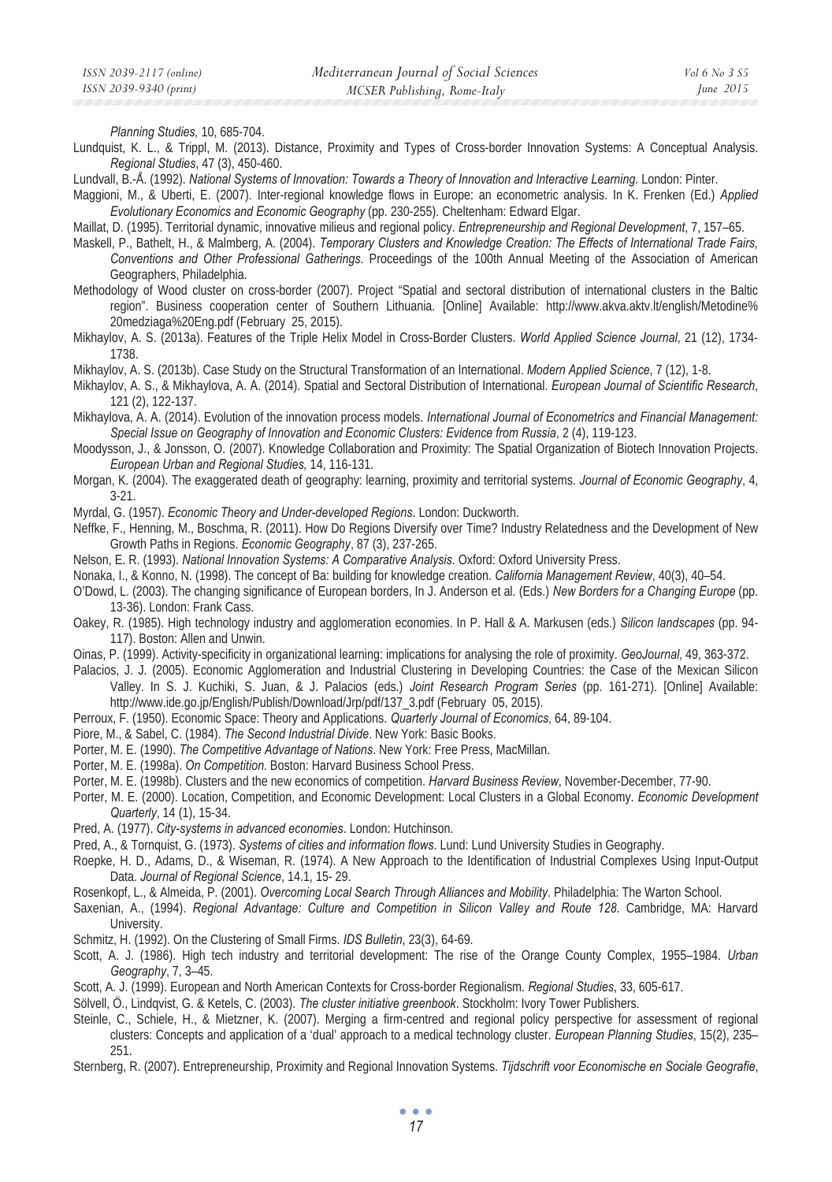*Planning Studies,* 10, 685-704.

Lundquist, K. L., & Trippl, M. (2013). Distance, Proximity and Types of Cross-border Innovation Systems: A Conceptual Analysis. *Regional Studies*, 47 (3), 450-460.

Lundvall, B.-Å. (1992). *National Systems of Innovation: Towards a Theory of Innovation and Interactive Learning*. London: Pinter.

Maggioni, M., & Uberti, E. (2007). Inter-regional knowledge flows in Europe: an econometric analysis. In K. Frenken (Ed.) *Applied Evolutionary Economics and Economic Geography* (pp. 230-255). Cheltenham: Edward Elgar.

Maillat, D. (1995). Territorial dynamic, innovative milieus and regional policy. *Entrepreneurship and Regional Development*, 7, 157–65.

Maskell, P., Bathelt, H., & Malmberg, A. (2004). *Temporary Clusters and Knowledge Creation: The Effects of International Trade Fairs, Conventions and Other Professional Gatherings*. Proceedings of the 100th Annual Meeting of the Association of American Geographers, Philadelphia.

Methodology of Wood cluster on cross-border (2007). Project "Spatial and sectoral distribution of international clusters in the Baltic region". Business cooperation center of Southern Lithuania. [Online] Available: http://www.akva.aktv.lt/english/Metodine%20medziaga%20Eng.pdf (February 25, 2015).

Mikhaylov, A. S. (2013a). Features of the Triple Helix Model in Cross-Border Clusters. *World Applied Science Journal*, 21 (12), 1734-1738.

Mikhaylov, A. S. (2013b). Case Study on the Structural Transformation of an International. *Modern Applied Science*, 7 (12), 1-8.

Mikhaylov, A. S., & Mikhaylova, A. A. (2014). Spatial and Sectoral Distribution of International. *European Journal of Scientific Research*, 121 (2), 122-137.

Mikhaylova, A. A. (2014). Evolution of the innovation process models. *International Journal of Econometrics and Financial Management: Special Issue on Geography of Innovation and Economic Clusters: Evidence from Russia*, 2 (4), 119-123.

Moodysson, J., & Jonsson, O. (2007). Knowledge Collaboration and Proximity: The Spatial Organization of Biotech Innovation Projects. *European Urban and Regional Studies,* 14, 116-131.

Morgan, K. (2004). The exaggerated death of geography: learning, proximity and territorial systems. *Journal of Economic Geography*, 4, 3-21.

Myrdal, G. (1957). *Economic Theory and Under-developed Regions*. London: Duckworth.

Neffke, F., Henning, M., Boschma, R. (2011). How Do Regions Diversify over Time? Industry Relatedness and the Development of New Growth Paths in Regions. *Economic Geography*, 87 (3), 237-265.

Nelson, E. R. (1993). *National Innovation Systems: A Comparative Analysis*. Oxford: Oxford University Press.

Nonaka, I., & Konno, N. (1998). The concept of Ba: building for knowledge creation. *California Management Review*, 40(3), 40–54.

O'Dowd, L. (2003). The changing significance of European borders, In J. Anderson et al. (Eds.) *New Borders for a Changing Europe* (pp. 13-36). London: Frank Cass.

Oakey, R. (1985). High technology industry and agglomeration economies. In P. Hall & A. Markusen (eds.) *Silicon landscapes* (pp. 94-117). Boston: Allen and Unwin.

Oinas, P. (1999). Activity-specificity in organizational learning: implications for analysing the role of proximity. *GeoJournal*, 49, 363-372.

Palacios, J. J. (2005). Economic Agglomeration and Industrial Clustering in Developing Countries: the Case of the Mexican Silicon Valley. In S. J. Kuchiki, S. Juan, & J. Palacios (eds.) *Joint Research Program Series* (pp. 161-271). [Online] Available: http://www.ide.go.jp/English/Publish/Download/Jrp/pdf/137_3.pdf (February 05, 2015).

Perroux, F. (1950). Economic Space: Theory and Applications. *Quarterly Journal of Economics*, 64, 89-104.

Piore, M., & Sabel, C. (1984). *The Second Industrial Divide*. New York: Basic Books.

Porter, M. E. (1990). *The Competitive Advantage of Nations*. New York: Free Press, MacMillan.

Porter, M. E. (1998a). *On Competition.* Boston: Harvard Business School Press.

Porter, M. E. (1998b). Clusters and the new economics of competition. *Harvard Business Review*, November-December, 77-90.

Porter, M. E. (2000). Location, Competition, and Economic Development: Local Clusters in a Global Economy. *Economic Development Quarterly*, 14 (1), 15-34.

Pred, A. (1977). *City-systems in advanced economies*. London: Hutchinson.

Pred, A., & Tornquist, G. (1973). *Systems of cities and information flows*. Lund: Lund University Studies in Geography.

Roepke, H. D., Adams, D., & Wiseman, R. (1974). A New Approach to the Identification of Industrial Complexes Using Input-Output Data. *Journal of Regional Science*, 14.1, 15- 29.

Rosenkopf, L., & Almeida, P. (2001). *Overcoming Local Search Through Alliances and Mobility*. Philadelphia: The Warton School.

Saxenian, A., (1994). *Regional Advantage: Culture and Competition in Silicon Valley and Route 128*. Cambridge, MA: Harvard University.

Schmitz, H. (1992). On the Clustering of Small Firms. *IDS Bulletin*, 23(3), 64-69.

Scott, A. J. (1986). High tech industry and territorial development: The rise of the Orange County Complex, 1955–1984. *Urban Geography*, 7, 3–45.

Scott, A. J. (1999). European and North American Contexts for Cross-border Regionalism. *Regional Studies*, 33, 605-617.

Sölvell, Ö., Lindqvist, G. & Ketels, C. (2003). *The cluster initiative greenbook*. Stockholm: Ivory Tower Publishers.

Steinle, C., Schiele, H., & Mietzner, K. (2007). Merging a firm-centred and regional policy perspective for assessment of regional clusters: Concepts and application of a 'dual' approach to a medical technology cluster. *European Planning Studies*, 15(2), 235–251.

Sternberg, R. (2007). Entrepreneurship, Proximity and Regional Innovation Systems. *Tijdschrift voor Economische en Sociale Geografie*,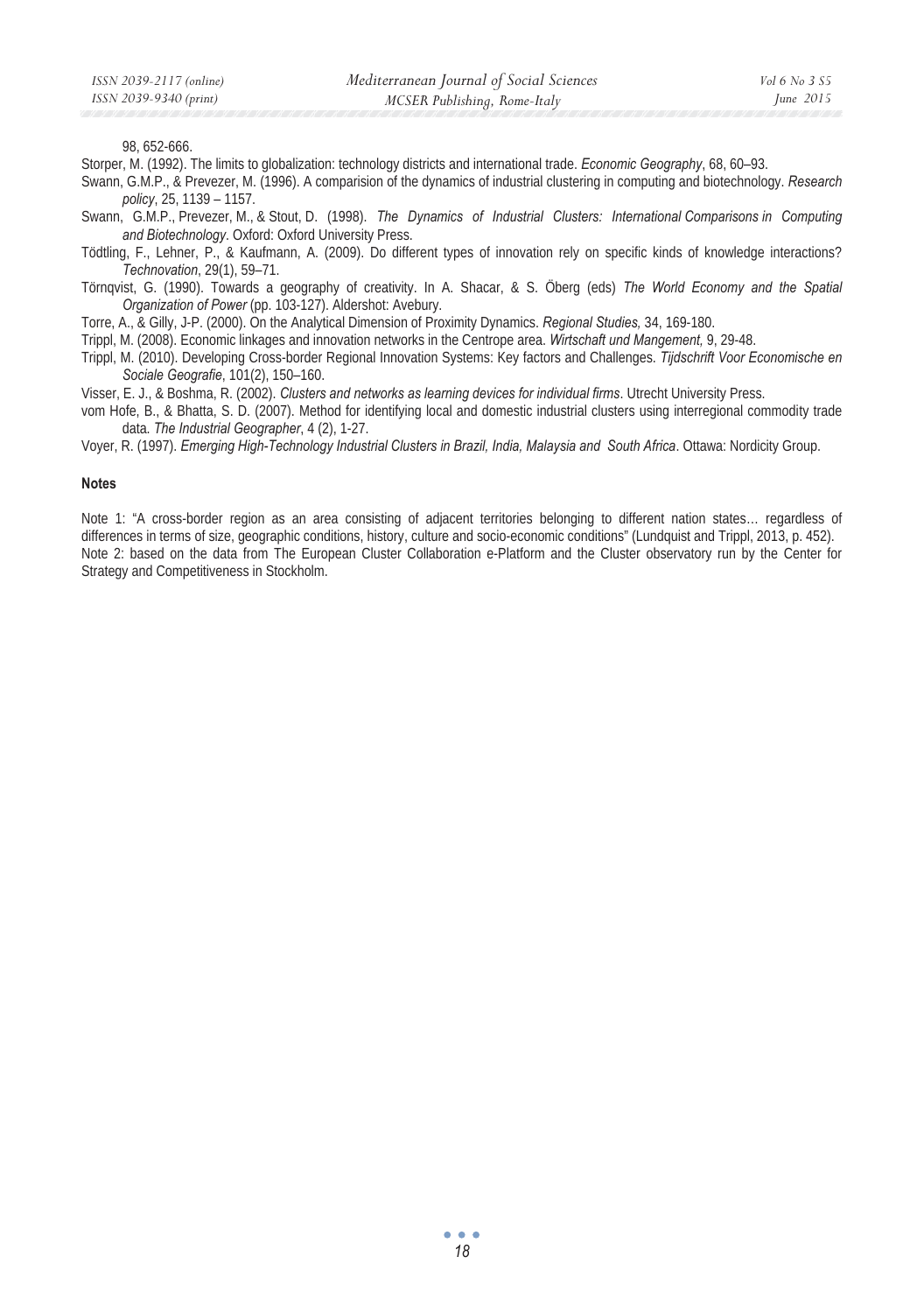98, 652-666.

Storper, M. (1992). The limits to globalization: technology districts and international trade. *Economic Geography*, 68, 60–93.

Swann, G.M.P., & Prevezer, M. (1996). A comparision of the dynamics of industrial clustering in computing and biotechnology. *Research policy*, 25, 1139 – 1157.

Swann, G.M.P., Prevezer, M., & Stout, D. (1998). *The Dynamics of Industrial Clusters: International Comparisons in Computing and Biotechnology*. Oxford: Oxford University Press.

Tödtling, F., Lehner, P., & Kaufmann, A. (2009). Do different types of innovation rely on specific kinds of knowledge interactions? *Technovation*, 29(1), 59–71.

Törnqvist, G. (1990). Towards a geography of creativity. In A. Shacar, & S. Öberg (eds) *The World Economy and the Spatial Organization of Power* (pp. 103-127). Aldershot: Avebury.

Torre, A., & Gilly, J-P. (2000). On the Analytical Dimension of Proximity Dynamics. *Regional Studies,* 34, 169-180.

Trippl, M. (2008). Economic linkages and innovation networks in the Centrope area. *Wirtschaft und Mangement,* 9, 29-48.

Trippl, M. (2010). Developing Cross-border Regional Innovation Systems: Key factors and Challenges. *Tijdschrift Voor Economische en Sociale Geografie*, 101(2), 150–160.

Visser, E. J., & Boshma, R. (2002). *Clusters and networks as learning devices for individual firms*. Utrecht University Press.

vom Hofe, B., & Bhatta, S. D. (2007). Method for identifying local and domestic industrial clusters using interregional commodity trade data. *The Industrial Geographer*, 4 (2), 1-27.

Voyer, R. (1997). *Emerging High-Technology Industrial Clusters in Brazil, India, Malaysia and South Africa*. Ottawa: Nordicity Group.

**Notes**

Note 1: "A cross-border region as an area consisting of adjacent territories belonging to different nation states… regardless of differences in terms of size, geographic conditions, history, culture and socio-economic conditions" (Lundquist and Trippl, 2013, p. 452).
Note 2: based on the data from The European Cluster Collaboration e-Platform and the Cluster observatory run by the Center for Strategy and Competitiveness in Stockholm.